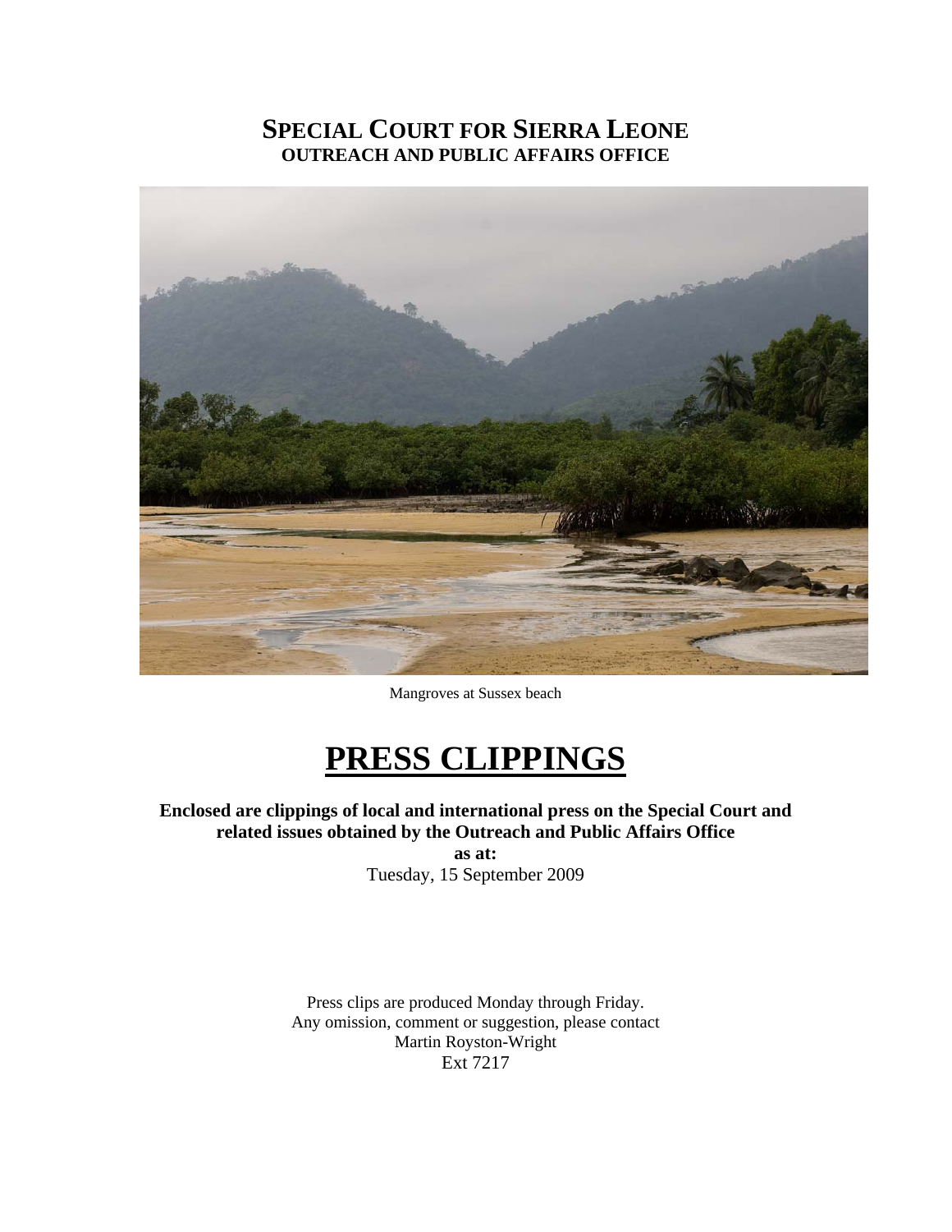# SPECIAL COURT FOR SIERRA LEONE
## OUTREACH AND PUBLIC AFFAIRS OFFICE

Mangroves at Sussex beach

# PRESS CLIPPINGS

**Enclosed are clippings of local and international press on the Special Court and related issues obtained by the Outreach and Public Affairs Office**

**as at:**

Tuesday, 15 September 2009

Press clips are produced Monday through Friday.
Any omission, comment or suggestion, please contact
Martin Royston-Wright
Ext 7217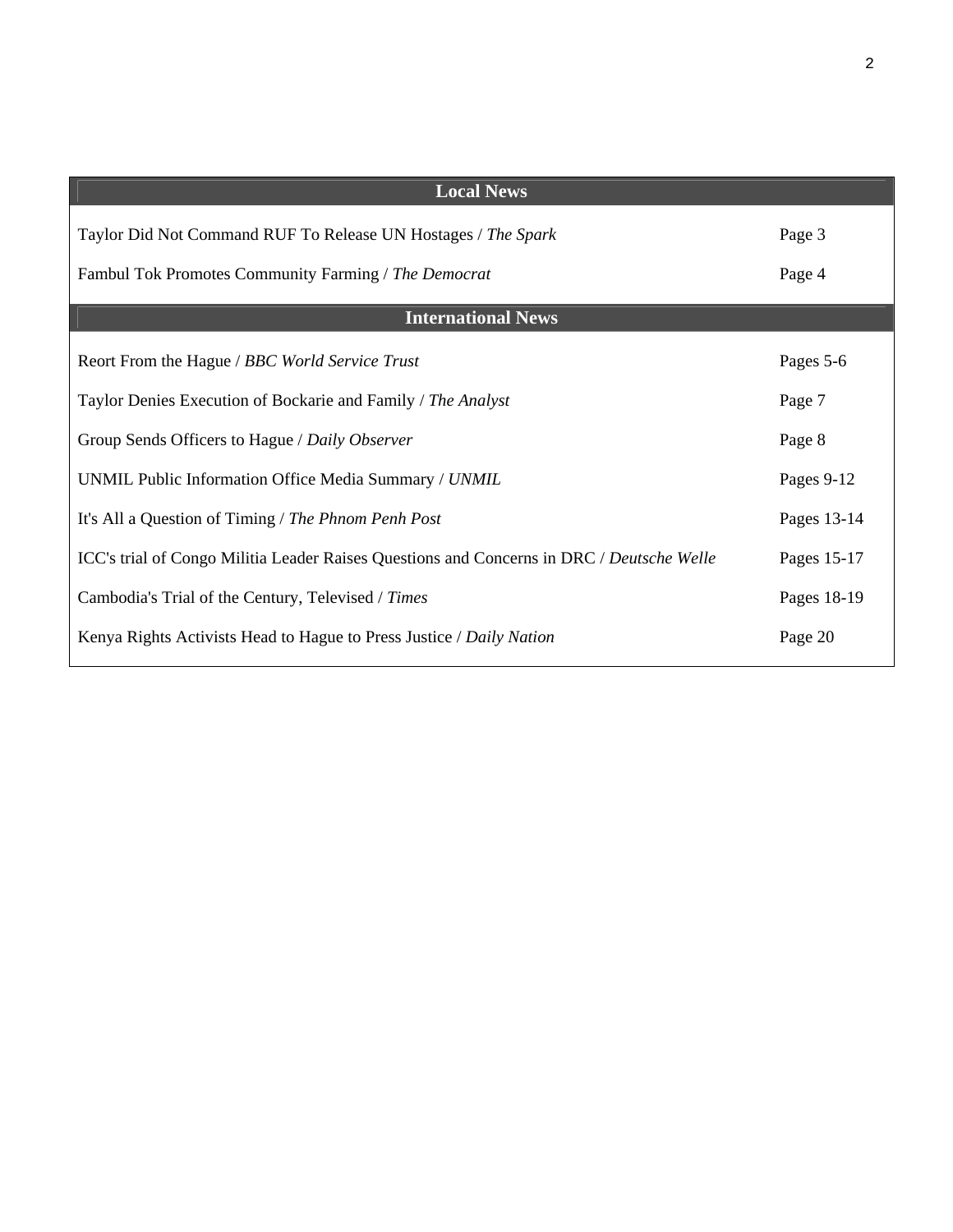| Local News | |
|---|---|
| Taylor Did Not Command RUF To Release UN Hostages / *The Spark* | Page 3 |
| Fambul Tok Promotes Community Farming / *The Democrat* | Page 4 |
| **International News** | |
| Reort From the Hague / *BBC World Service Trust* | Pages 5-6 |
| Taylor Denies Execution of Bockarie and Family / *The Analyst* | Page 7 |
| Group Sends Officers to Hague / *Daily Observer* | Page 8 |
| UNMIL Public Information Office Media Summary / *UNMIL* | Pages 9-12 |
| It's All a Question of Timing / *The Phnom Penh Post* | Pages 13-14 |
| ICC's trial of Congo Militia Leader Raises Questions and Concerns in DRC / *Deutsche Welle* | Pages 15-17 |
| Cambodia's Trial of the Century, Televised / *Times* | Pages 18-19 |
| Kenya Rights Activists Head to Hague to Press Justice / *Daily Nation* | Page 20 |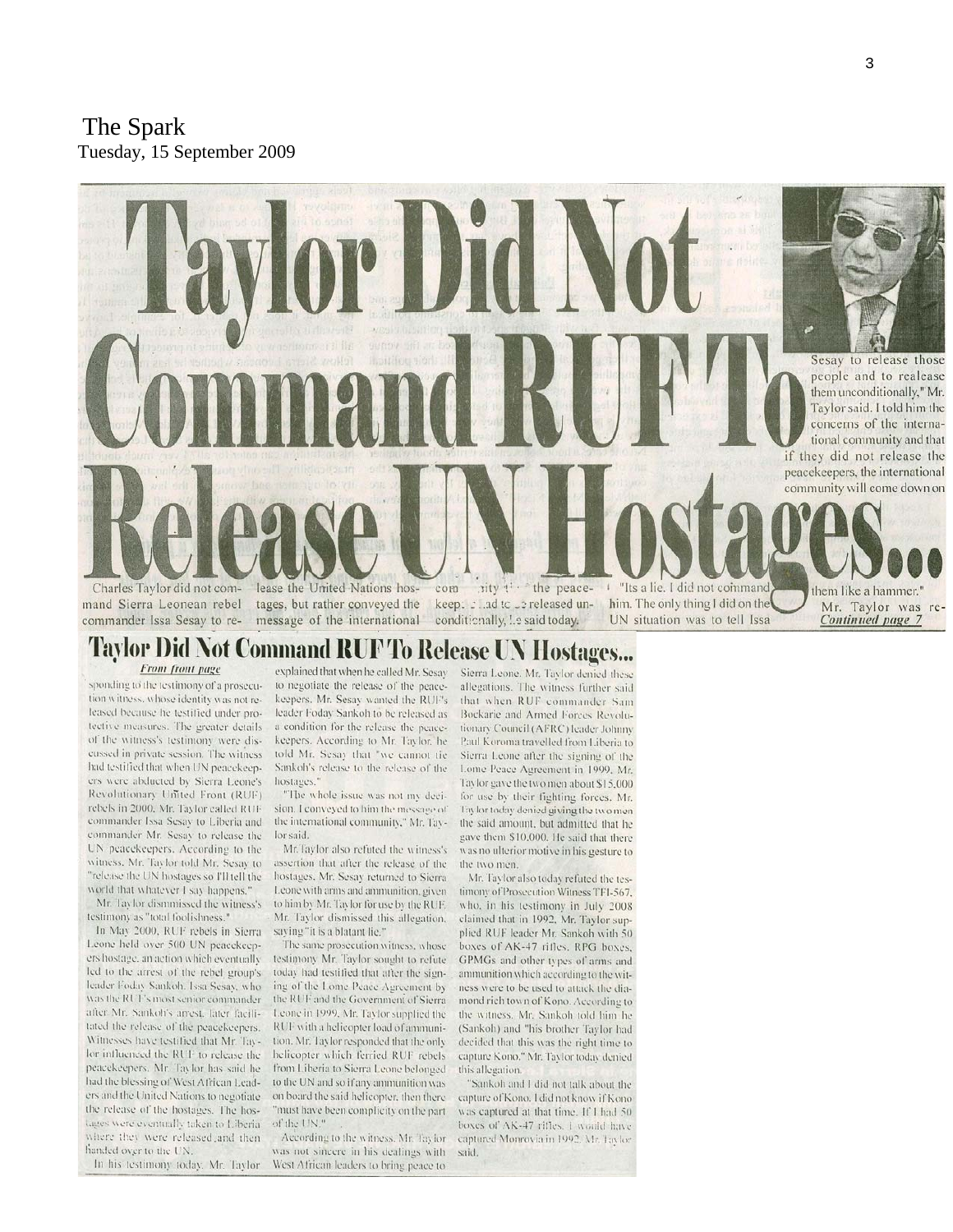The Spark
Tuesday, 15 September 2009

# Taylor Did Not Command RUF To Release UN Hostages...

Charles Taylor did not command Sierra Leonean rebel commander Issa Sesay to release the United Nations hostages, but rather conveyed the message of the international community that the peacekeepers had to be released unconditionally, he said today.

"Its a lie. I did not command him. The only thing I did on the UN situation was to tell Issa Sesay to release those people and to realease them unconditionally," Mr. Taylor said. I told him the concerns of the international community and that if they did not release the peacekeepers, the international community will come down on them like a hammer."

Mr. Taylor was re-

*Continued page 7*

## Taylor Did Not Command RUF To Release UN Hostages...

*From front page*

sponding to the testimony of a prosecution witness, whose identity was not released because he testified under protective measures. The greater details of the witness's testimony were discussed in private session. The witness had testified that when UN peacekeepers were abducted by Sierra Leone's Revolutionary United Front (RUF) rebels in 2000, Mr. Taylor called RUF commander Issa Sesay to Liberia and commander Mr. Sesay to release the UN peacekeepers. According to the witness, Mr. Taylor told Mr. Sesay to "release the UN hostages so I'll tell the world that whatever I say happens."

Mr. Taylor dismmissed the witness's testimony as "total foolishness."

In May 2000, RUF rebels in Sierra Leone held over 500 UN peacekeepers hostage, an action which eventually led to the arrest of the rebel group's leader Foday Sankoh. Issa Sesay, who was the RUF's most senior commander after Mr. Sankoh's arrest, later facilitated the release of the peacekeepers. Witnesses have testified that Mr. Taylor influenced the RUF to release the peacekeepers. Mr. Taylor has said he had the blessing of West African Leaders and the United Nations to negotiate the release of the hostages. The hostages were eventually taken to Liberia where they were released and then handed over to the UN.

In his testimony today, Mr. Taylor explained that when he called Mr. Sesay to negotiate the release of the peacekeepers, Mr. Sesay wanted the RUF's leader Foday Sankoh to be released as a condition for the release the peacekeepers. According to Mr. Taylor, he told Mr. Sesay that "we cannot tie Sankoh's release to the release of the hostages."

"The whole issue was not my decision. I conveyed to him the message of the international community," Mr. Taylor said.

Mr. Taylor also refuted the witness's assertion that after the release of the hostages, Mr. Sesay returned to Sierra Leone with arms and ammunition, given to him by Mr. Taylor for use by the RUF. Mr. Taylor dismissed this allegation, saying "it is a blatant lie."

The same prosecution witness, whose testimony Mr. Taylor sought to refute today had testified that after the signing of the Lome Peace Agreement by the RUF and the Government of Sierra Leone in 1999, Mr. Taylor supplied the RUF with a helicopter load of ammunition. Mr. Taylor responded that the only helicopter which ferried RUF rebels from Liberia to Sierra Leone belonged to the UN and so if any ammunition was on board the said helicopter, then there "must have been complicity on the part of the UN."

According to the witness, Mr. Taylor was not sincere in his dealings with West African leaders to bring peace to Sierra Leone. Mr. Taylor denied these allegations. The witness further said that when RUF commander Sam Bockarie and Armed Forces Revolutionary Council (AFRC) leader Johnny Paul Koroma travelled from Liberia to Sierra Leone after the signing of the Lome Peace Agreement in 1999, Mr. Taylor gave the two men about $15,000 for use by their fighting forces. Mr. Taylor today denied giving the two men the said amount, but admitted that he gave them $10,000. He said that there was no ulterior motive in his gesture to the two men.

Mr. Taylor also today refuted the testimony of Prosecution Witness TF1-567, who, in his testimony in July 2008 claimed that in 1992, Mr. Taylor supplied RUF leader Mr. Sankoh with 50 boxes of AK-47 rifles, RPG boxes, GPMGs and other types of arms and ammunition which according to the witness were to be used to attack the diamond rich town of Kono. According to the witness, Mr. Sankoh told him he (Sankoh) and "his brother Taylor had decided that this was the right time to capture Kono." Mr. Taylor today denied this allegation.

"Sankoh and I did not talk about the capture of Kono. I did not know if Kono was captured at that time. If I had 50 boxes of AK-47 rifles, I would have captured Monrovia in 1992. Mr. Taylor said.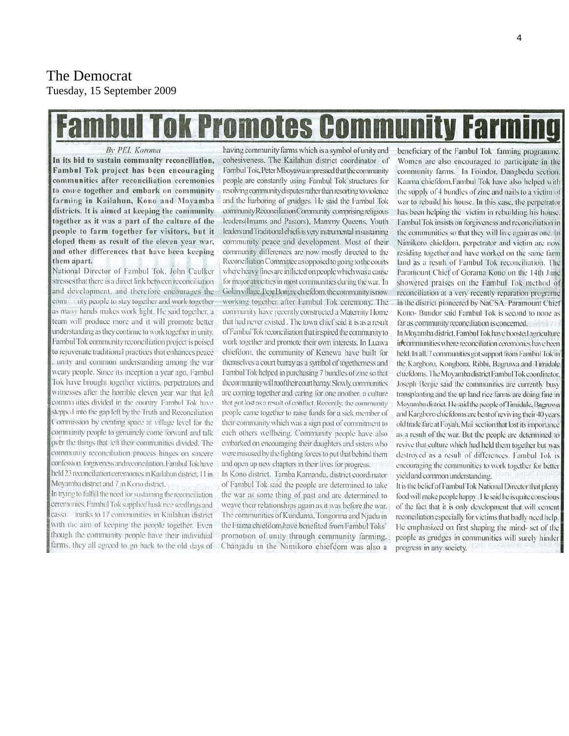The Democrat
Tuesday, 15 September 2009

# Fambul Tok Promotes Community Farming

*By PEL Koroma*

**In its bid to sustain community reconciliation, Fambul Tok project has been encouraging communities after reconciliation ceremonies to come together and embark on community farming in Kailahun, Kono and Moyamba districts. It is aimed at keeping the community together as it was a part of the culture of the people to farm together for visitors, but it eloped them as result of the eleven year war, and other differences that have been keeping them apart.**

National Director of Fambul Tok, John Caulker stresses that there is a direct link between reconciliation and development, and therefore encourages the community people to stay together and work together as many hands makes work light. He said together, a team will produce more and it will promote better understanding as they continue to work together in unity. Fambul Tok community reconciliation project is poised to rejuvenate traditional practices that enhances peace, unity and common understanding among the war weary people. Since its inception a year ago, Fambul Tok have brought together victims, perpetrators and witnesses after the horrible eleven year war that left communities divided in the country. Fambul Tok have stepped into the gap left by the Truth and Reconciliation Commission by creating space at village level for the community people to genuinely come forward and talk over the things that left their communities divided. The community reconciliation process hinges on sincere confession, forgiveness and reconciliation. Fambul Tok have held 23 reconciliation ceremonies in Kailahun district, 11 in Moyamba district and 7 in Kono district.

In trying to fulfill the need for sustaining the reconciliation ceremonies, Fambul Tok supplied husk rice seedlings and cassava trunks to 17 communities in Kailahun district with the aim of keeping the people together. Even though the community people have their individual farms, they all agreed to go back to the old days of having community farms which is a symbol of unity and cohesiveness. The Kailahun district coordinator of Fambul Tok, Peter Mboyawa impressed that the community people are constantly using Fambul Tok structures for resolving community disputes rather than resorting to violence and the harboring of grudges. He said the Fambul Tok community Reconciliation Community comprising religious leaders(Imams and Pastors), Mammy Queens, Youth leaders and Traditional chiefs is very instrumental in sustaining community peace and development. Most of their community differences are now mostly directed to the Reconciliation Committee as opposed to going to the courts where heavy fines are inflicted on people which was a cause for major atrocities in most communities during the war. In Golan village, Peje Bongre chiefdom, the community is now working together after Fambul Tok ceremony. The community have recently constructed a Maternity Home that had never existed. The town chief said it is as a result of Fambul Tok reconciliation that inspired the community to work together and promote their own interests. In Luawa chiefdom, the community of Kenewa have built for themselves a court barray as a symbol of togetherness and Fambul Tok helped in purchasing 7 bundles of zinc so that the community will roof their court barray. Slowly, communities are coming together and caring for one another, a culture that got lost as a result of conflict. Recently, the community people came together to raise funds for a sick member of their community which was a sign post of commitment to each others wellbeing. Community people have also embarked on encouraging their daughters and sisters who were misused by the fighting forces to put that behind them and open up new chapters in their lives for progress.

In Kono district, Tamba Kamanda, district coordinator of Fambul Tok said the people are determined to take the war as some thing of past and are determined to weave their relationships again as it was before the war. The communities of Kunduma, Tongorma and Njadu in the Fiama chiefdom have benefited from Fambul Toks' promotion of unity through community farming. Chanjadu in the Nimikoro chiefdom was also a beneficiary of the Fambul Tok farming programme. Women are also encouraged to participate in the community farms. In Foindor, Dangbedu section, Kaama chiefdom, Fambul Tok have also helped with the supply of 4 bundles of zinc and nails to a victim of war to rebuild his house. In this case, the perpetrator has been helping the victim in rebuilding his house. Fambul Tok insists on forgiveness and reconciliation in the communities so that they will live again as one. In Nimikoro chiefdom, perpetrator and victim are now residing together and have worked on the same farm land as a result of Fambul Tok reconciliation. The Paramount Chief of Gorama Kono on the 14th June showered praises on the Fambul Tok method of reconciliation at a very recently reparation programe in the district pioneered by NaCSA. Paramount Chief Kono- Bundor said Fambul Tok is second to none as far as community reconciliation is concerned.

In Moyamba district, Fambul Tok have boosted agriculture in communities where reconciliation ceremonies have been held. In all, 7 communities got support from Fambul Tok in the Kargboro, Kongbora, Ribbi, Bagruwa and Timidale chiefdoms. The Moyamba district Fambul Tok coordinator, Joseph Benjie said the communities are currently busy transplanting and the up land rice farms are doing fine in Moyamba district. He said the people of Timidale, Bagruwa and Kargboro chiefdoms are bent of reviving their 40 years old trade fare at Foyah, Mai section that lost its importance as a result of the war. But the people are determined to revive that culture which had held them together but was destroyed as a result of differences. Fambul Tok is encouraging the communities to work together for better yield and common understanding.

It is the belief of Fambul Tok National Director that plenty food will make people happy. He said he is quite conscious of the fact that it is only development that will cement reconciliation especially for victims that badly need help. He emphasized on first shaping the mind- set of the people as grudges in communities will surely hinder progress in any society.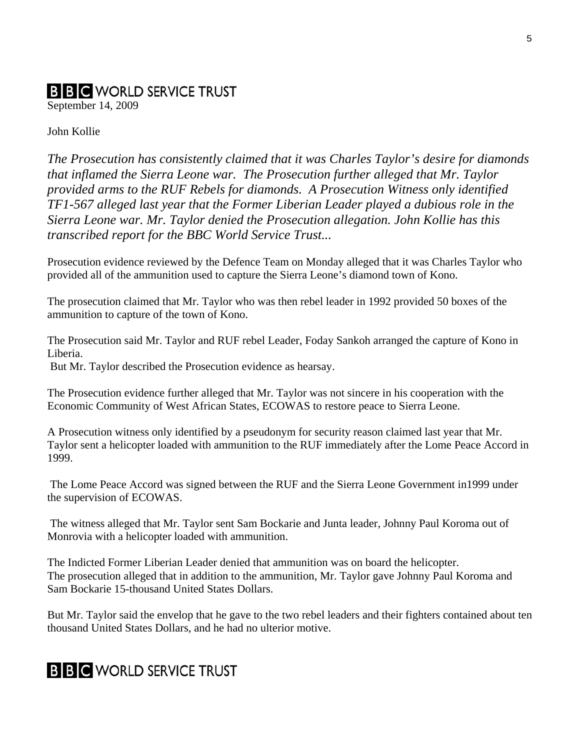# BBC WORLD SERVICE TRUST

September 14, 2009

John Kollie

*The Prosecution has consistently claimed that it was Charles Taylor's desire for diamonds that inflamed the Sierra Leone war. The Prosecution further alleged that Mr. Taylor provided arms to the RUF Rebels for diamonds. A Prosecution Witness only identified TF1-567 alleged last year that the Former Liberian Leader played a dubious role in the Sierra Leone war. Mr. Taylor denied the Prosecution allegation. John Kollie has this transcribed report for the BBC World Service Trust...*

Prosecution evidence reviewed by the Defence Team on Monday alleged that it was Charles Taylor who provided all of the ammunition used to capture the Sierra Leone's diamond town of Kono.

The prosecution claimed that Mr. Taylor who was then rebel leader in 1992 provided 50 boxes of the ammunition to capture of the town of Kono.

The Prosecution said Mr. Taylor and RUF rebel Leader, Foday Sankoh arranged the capture of Kono in Liberia.

But Mr. Taylor described the Prosecution evidence as hearsay.

The Prosecution evidence further alleged that Mr. Taylor was not sincere in his cooperation with the Economic Community of West African States, ECOWAS to restore peace to Sierra Leone.

A Prosecution witness only identified by a pseudonym for security reason claimed last year that Mr. Taylor sent a helicopter loaded with ammunition to the RUF immediately after the Lome Peace Accord in 1999.

The Lome Peace Accord was signed between the RUF and the Sierra Leone Government in1999 under the supervision of ECOWAS.

The witness alleged that Mr. Taylor sent Sam Bockarie and Junta leader, Johnny Paul Koroma out of Monrovia with a helicopter loaded with ammunition.

The Indicted Former Liberian Leader denied that ammunition was on board the helicopter.
The prosecution alleged that in addition to the ammunition, Mr. Taylor gave Johnny Paul Koroma and Sam Bockarie 15-thousand United States Dollars.

But Mr. Taylor said the envelop that he gave to the two rebel leaders and their fighters contained about ten thousand United States Dollars, and he had no ulterior motive.

BBC WORLD SERVICE TRUST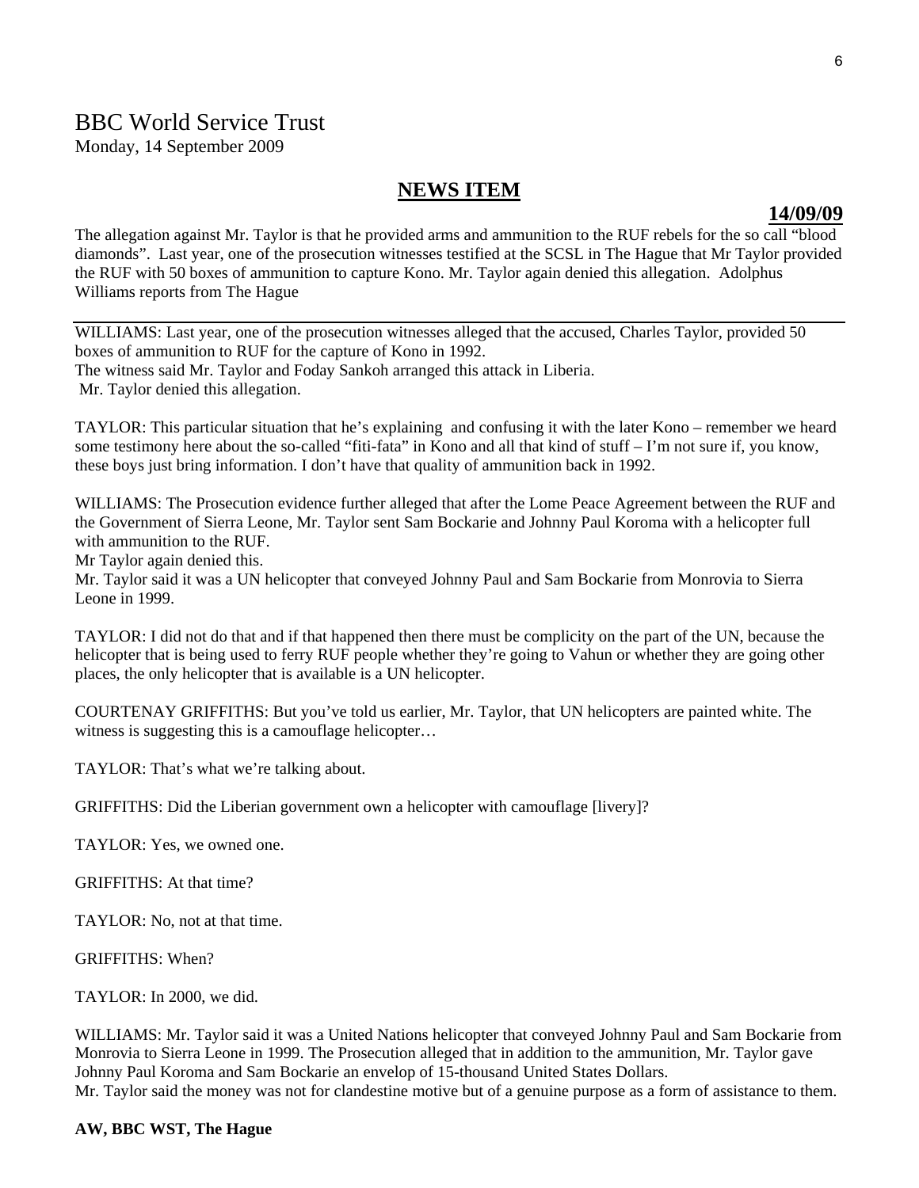# BBC World Service Trust

Monday, 14 September 2009

## NEWS ITEM

**14/09/09**

The allegation against Mr. Taylor is that he provided arms and ammunition to the RUF rebels for the so call "blood diamonds". Last year, one of the prosecution witnesses testified at the SCSL in The Hague that Mr Taylor provided the RUF with 50 boxes of ammunition to capture Kono. Mr. Taylor again denied this allegation. Adolphus Williams reports from The Hague

---

WILLIAMS: Last year, one of the prosecution witnesses alleged that the accused, Charles Taylor, provided 50 boxes of ammunition to RUF for the capture of Kono in 1992.
The witness said Mr. Taylor and Foday Sankoh arranged this attack in Liberia.
Mr. Taylor denied this allegation.

TAYLOR: This particular situation that he's explaining and confusing it with the later Kono – remember we heard some testimony here about the so-called "fiti-fata" in Kono and all that kind of stuff – I'm not sure if, you know, these boys just bring information. I don't have that quality of ammunition back in 1992.

WILLIAMS: The Prosecution evidence further alleged that after the Lome Peace Agreement between the RUF and the Government of Sierra Leone, Mr. Taylor sent Sam Bockarie and Johnny Paul Koroma with a helicopter full with ammunition to the RUF.
Mr Taylor again denied this.
Mr. Taylor said it was a UN helicopter that conveyed Johnny Paul and Sam Bockarie from Monrovia to Sierra Leone in 1999.

TAYLOR: I did not do that and if that happened then there must be complicity on the part of the UN, because the helicopter that is being used to ferry RUF people whether they're going to Vahun or whether they are going other places, the only helicopter that is available is a UN helicopter.

COURTENAY GRIFFITHS: But you've told us earlier, Mr. Taylor, that UN helicopters are painted white. The witness is suggesting this is a camouflage helicopter…

TAYLOR: That's what we're talking about.

GRIFFITHS: Did the Liberian government own a helicopter with camouflage [livery]?

TAYLOR: Yes, we owned one.

GRIFFITHS: At that time?

TAYLOR: No, not at that time.

GRIFFITHS: When?

TAYLOR: In 2000, we did.

WILLIAMS: Mr. Taylor said it was a United Nations helicopter that conveyed Johnny Paul and Sam Bockarie from Monrovia to Sierra Leone in 1999. The Prosecution alleged that in addition to the ammunition, Mr. Taylor gave Johnny Paul Koroma and Sam Bockarie an envelop of 15-thousand United States Dollars.
Mr. Taylor said the money was not for clandestine motive but of a genuine purpose as a form of assistance to them.

**AW, BBC WST, The Hague**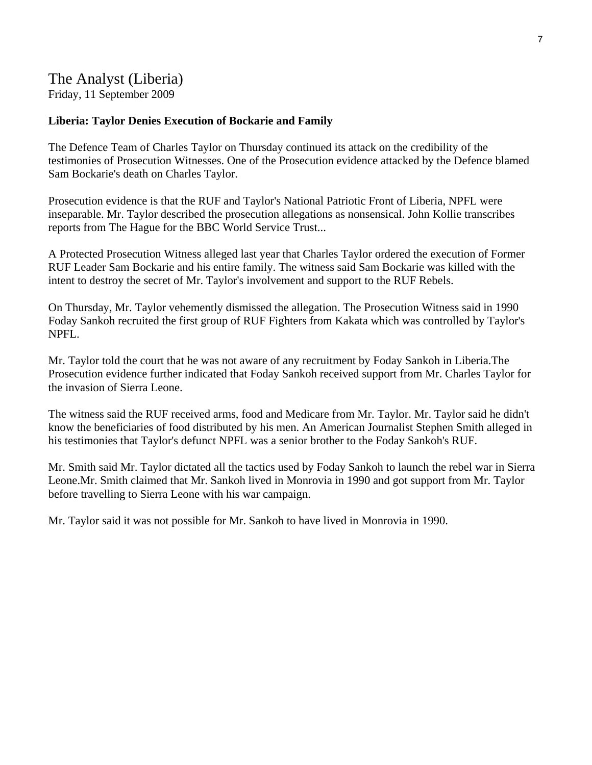# The Analyst (Liberia)

Friday, 11 September 2009

**Liberia: Taylor Denies Execution of Bockarie and Family**

The Defence Team of Charles Taylor on Thursday continued its attack on the credibility of the testimonies of Prosecution Witnesses. One of the Prosecution evidence attacked by the Defence blamed Sam Bockarie's death on Charles Taylor.

Prosecution evidence is that the RUF and Taylor's National Patriotic Front of Liberia, NPFL were inseparable. Mr. Taylor described the prosecution allegations as nonsensical. John Kollie transcribes reports from The Hague for the BBC World Service Trust...

A Protected Prosecution Witness alleged last year that Charles Taylor ordered the execution of Former RUF Leader Sam Bockarie and his entire family. The witness said Sam Bockarie was killed with the intent to destroy the secret of Mr. Taylor's involvement and support to the RUF Rebels.

On Thursday, Mr. Taylor vehemently dismissed the allegation. The Prosecution Witness said in 1990 Foday Sankoh recruited the first group of RUF Fighters from Kakata which was controlled by Taylor's NPFL.

Mr. Taylor told the court that he was not aware of any recruitment by Foday Sankoh in Liberia.The Prosecution evidence further indicated that Foday Sankoh received support from Mr. Charles Taylor for the invasion of Sierra Leone.

The witness said the RUF received arms, food and Medicare from Mr. Taylor. Mr. Taylor said he didn't know the beneficiaries of food distributed by his men. An American Journalist Stephen Smith alleged in his testimonies that Taylor's defunct NPFL was a senior brother to the Foday Sankoh's RUF.

Mr. Smith said Mr. Taylor dictated all the tactics used by Foday Sankoh to launch the rebel war in Sierra Leone.Mr. Smith claimed that Mr. Sankoh lived in Monrovia in 1990 and got support from Mr. Taylor before travelling to Sierra Leone with his war campaign.

Mr. Taylor said it was not possible for Mr. Sankoh to have lived in Monrovia in 1990.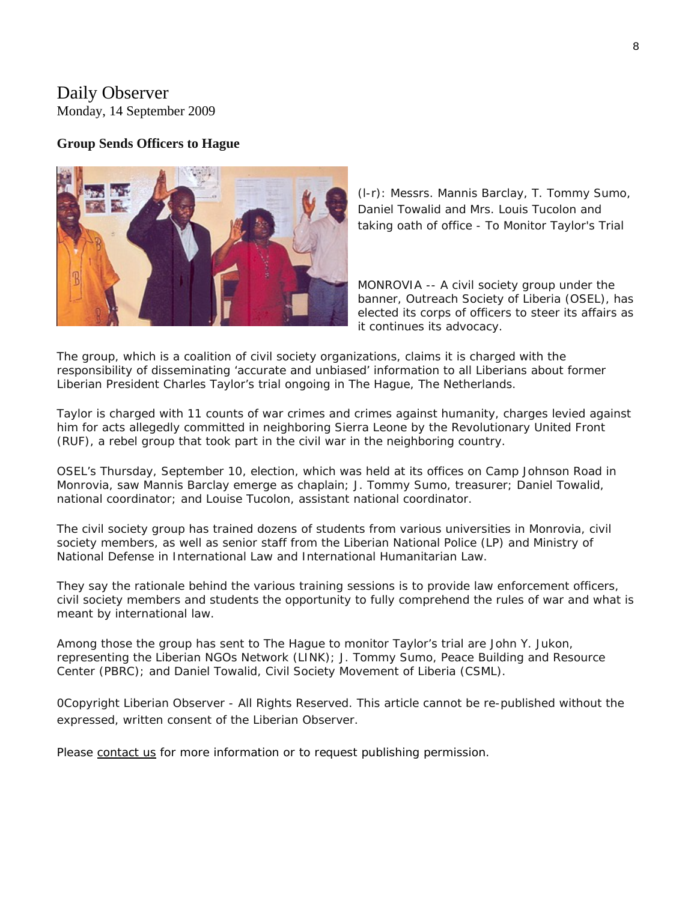Daily Observer
Monday, 14 September 2009

### Group Sends Officers to Hague

(l-r): Messrs. Mannis Barclay, T. Tommy Sumo, Daniel Towalid and Mrs. Louis Tucolon and taking oath of office - To Monitor Taylor's Trial

MONROVIA -- A civil society group under the banner, Outreach Society of Liberia (OSEL), has elected its corps of officers to steer its affairs as it continues its advocacy.

The group, which is a coalition of civil society organizations, claims it is charged with the responsibility of disseminating 'accurate and unbiased' information to all Liberians about former Liberian President Charles Taylor's trial ongoing in The Hague, The Netherlands.

Taylor is charged with 11 counts of war crimes and crimes against humanity, charges levied against him for acts allegedly committed in neighboring Sierra Leone by the Revolutionary United Front (RUF), a rebel group that took part in the civil war in the neighboring country.

OSEL's Thursday, September 10, election, which was held at its offices on Camp Johnson Road in Monrovia, saw Mannis Barclay emerge as chaplain; J. Tommy Sumo, treasurer; Daniel Towalid, national coordinator; and Louise Tucolon, assistant national coordinator.

The civil society group has trained dozens of students from various universities in Monrovia, civil society members, as well as senior staff from the Liberian National Police (LP) and Ministry of National Defense in International Law and International Humanitarian Law.

They say the rationale behind the various training sessions is to provide law enforcement officers, civil society members and students the opportunity to fully comprehend the rules of war and what is meant by international law.

Among those the group has sent to The Hague to monitor Taylor's trial are John Y. Jukon, representing the Liberian NGOs Network (LINK); J. Tommy Sumo, Peace Building and Resource Center (PBRC); and Daniel Towalid, Civil Society Movement of Liberia (CSML).

0Copyright Liberian Observer - All Rights Reserved. This article cannot be re-published without the expressed, written consent of the Liberian Observer.

Please contact us for more information or to request publishing permission.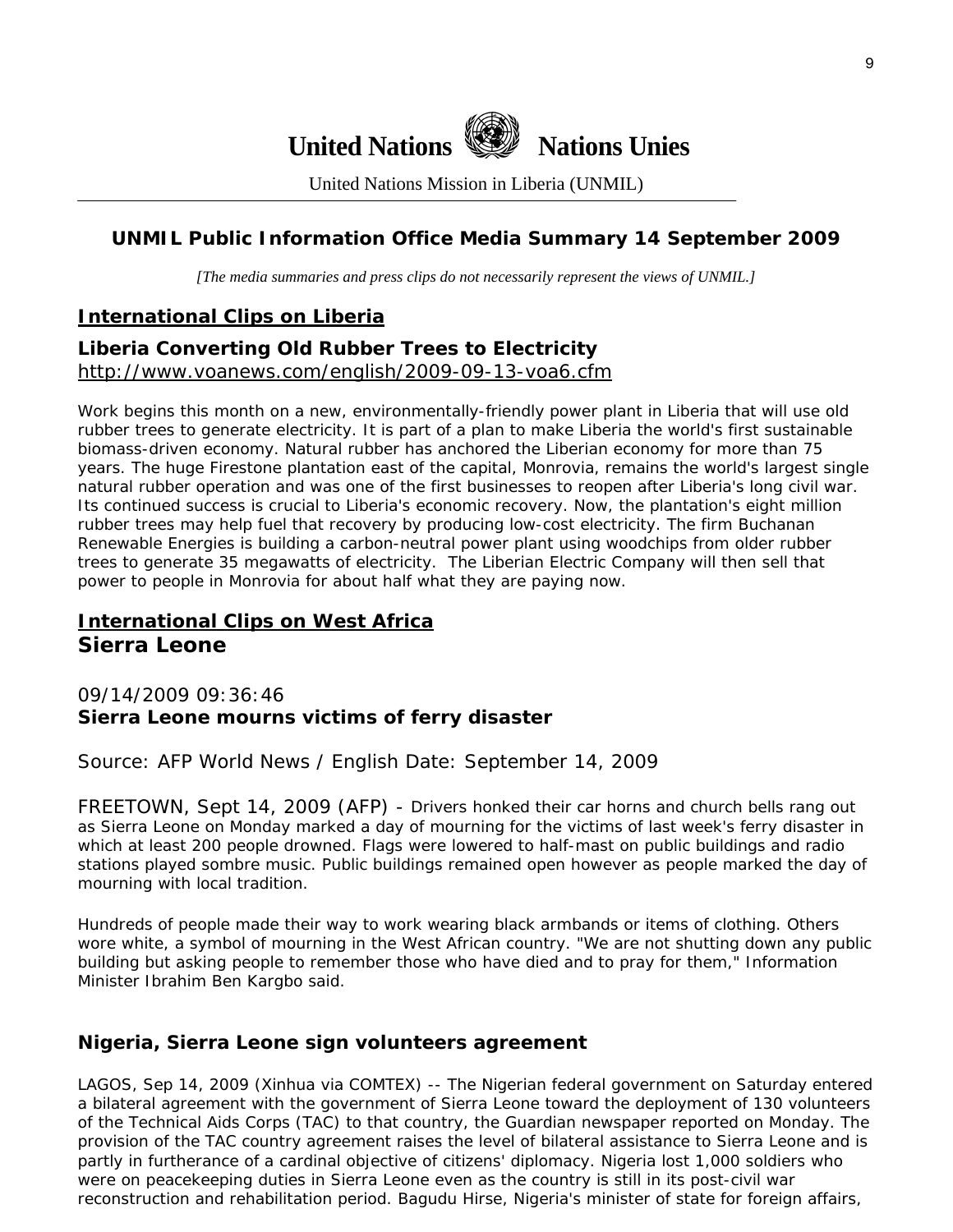# United Nations Nations Unies

United Nations Mission in Liberia (UNMIL)

## UNMIL Public Information Office Media Summary 14 September 2009

*[The media summaries and press clips do not necessarily represent the views of UNMIL.]*

## International Clips on Liberia

### Liberia Converting Old Rubber Trees to Electricity

http://www.voanews.com/english/2009-09-13-voa6.cfm

Work begins this month on a new, environmentally-friendly power plant in Liberia that will use old rubber trees to generate electricity. It is part of a plan to make Liberia the world's first sustainable biomass-driven economy. Natural rubber has anchored the Liberian economy for more than 75 years. The huge Firestone plantation east of the capital, Monrovia, remains the world's largest single natural rubber operation and was one of the first businesses to reopen after Liberia's long civil war. Its continued success is crucial to Liberia's economic recovery. Now, the plantation's eight million rubber trees may help fuel that recovery by producing low-cost electricity. The firm Buchanan Renewable Energies is building a carbon-neutral power plant using woodchips from older rubber trees to generate 35 megawatts of electricity. The Liberian Electric Company will then sell that power to people in Monrovia for about half what they are paying now.

## International Clips on West Africa

## Sierra Leone

09/14/2009 09:36:46

### Sierra Leone mourns victims of ferry disaster

Source: AFP World News / English Date: September 14, 2009

FREETOWN, Sept 14, 2009 (AFP) - Drivers honked their car horns and church bells rang out as Sierra Leone on Monday marked a day of mourning for the victims of last week's ferry disaster in which at least 200 people drowned. Flags were lowered to half-mast on public buildings and radio stations played sombre music. Public buildings remained open however as people marked the day of mourning with local tradition.

Hundreds of people made their way to work wearing black armbands or items of clothing. Others wore white, a symbol of mourning in the West African country. "We are not shutting down any public building but asking people to remember those who have died and to pray for them," Information Minister Ibrahim Ben Kargbo said.

### Nigeria, Sierra Leone sign volunteers agreement

LAGOS, Sep 14, 2009 (Xinhua via COMTEX) -- The Nigerian federal government on Saturday entered a bilateral agreement with the government of Sierra Leone toward the deployment of 130 volunteers of the Technical Aids Corps (TAC) to that country, the Guardian newspaper reported on Monday. The provision of the TAC country agreement raises the level of bilateral assistance to Sierra Leone and is partly in furtherance of a cardinal objective of citizens' diplomacy. Nigeria lost 1,000 soldiers who were on peacekeeping duties in Sierra Leone even as the country is still in its post-civil war reconstruction and rehabilitation period. Bagudu Hirse, Nigeria's minister of state for foreign affairs,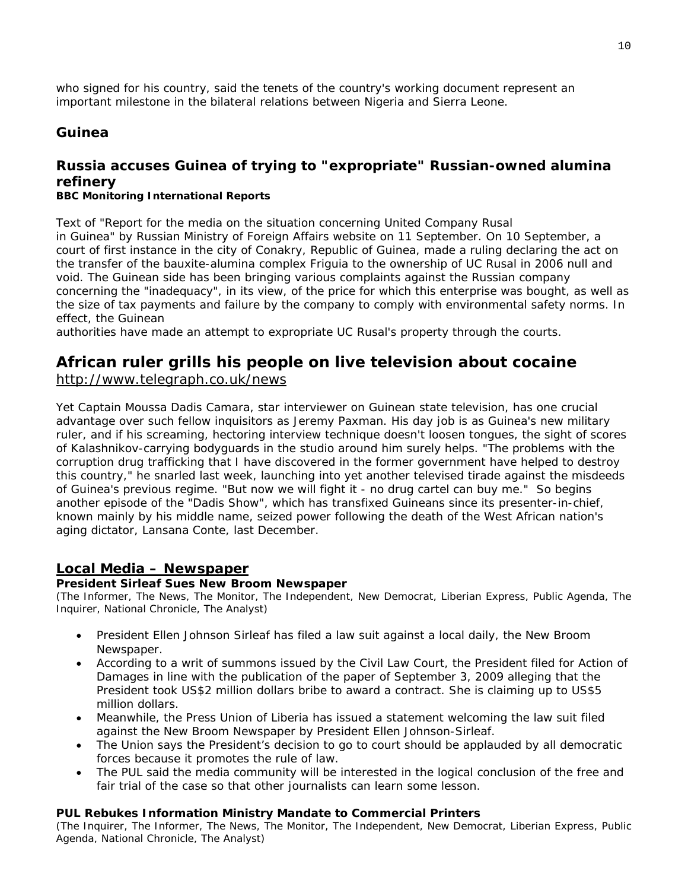who signed for his country, said the tenets of the country's working document represent an important milestone in the bilateral relations between Nigeria and Sierra Leone.

## Guinea

### Russia accuses Guinea of trying to "expropriate" Russian-owned alumina refinery

**BBC Monitoring International Reports**

Text of "Report for the media on the situation concerning United Company Rusal in Guinea" by Russian Ministry of Foreign Affairs website on 11 September. On 10 September, a court of first instance in the city of Conakry, Republic of Guinea, made a ruling declaring the act on the transfer of the bauxite-alumina complex Friguia to the ownership of UC Rusal in 2006 null and void. The Guinean side has been bringing various complaints against the Russian company concerning the "inadequacy", in its view, of the price for which this enterprise was bought, as well as the size of tax payments and failure by the company to comply with environmental safety norms. In effect, the Guinean authorities have made an attempt to expropriate UC Rusal's property through the courts.

## African ruler grills his people on live television about cocaine

http://www.telegraph.co.uk/news

Yet Captain Moussa Dadis Camara, star interviewer on Guinean state television, has one crucial advantage over such fellow inquisitors as Jeremy Paxman. His day job is as Guinea's new military ruler, and if his screaming, hectoring interview technique doesn't loosen tongues, the sight of scores of Kalashnikov-carrying bodyguards in the studio around him surely helps. "The problems with the corruption drug trafficking that I have discovered in the former government have helped to destroy this country," he snarled last week, launching into yet another televised tirade against the misdeeds of Guinea's previous regime. "But now we will fight it - no drug cartel can buy me." So begins another episode of the "Dadis Show", which has transfixed Guineans since its presenter-in-chief, known mainly by his middle name, seized power following the death of the West African nation's aging dictator, Lansana Conte, last December.

## Local Media – Newspaper

**President Sirleaf Sues New Broom Newspaper**

(The Informer, The News, The Monitor, The Independent, New Democrat, Liberian Express, Public Agenda, The Inquirer, National Chronicle, The Analyst)

- President Ellen Johnson Sirleaf has filed a law suit against a local daily, the New Broom Newspaper.
- According to a writ of summons issued by the Civil Law Court, the President filed for Action of Damages in line with the publication of the paper of September 3, 2009 alleging that the President took US$2 million dollars bribe to award a contract. She is claiming up to US$5 million dollars.
- Meanwhile, the Press Union of Liberia has issued a statement welcoming the law suit filed against the New Broom Newspaper by President Ellen Johnson-Sirleaf.
- The Union says the President's decision to go to court should be applauded by all democratic forces because it promotes the rule of law.
- The PUL said the media community will be interested in the logical conclusion of the free and fair trial of the case so that other journalists can learn some lesson.

**PUL Rebukes Information Ministry Mandate to Commercial Printers**

(The Inquirer, The Informer, The News, The Monitor, The Independent, New Democrat, Liberian Express, Public Agenda, National Chronicle, The Analyst)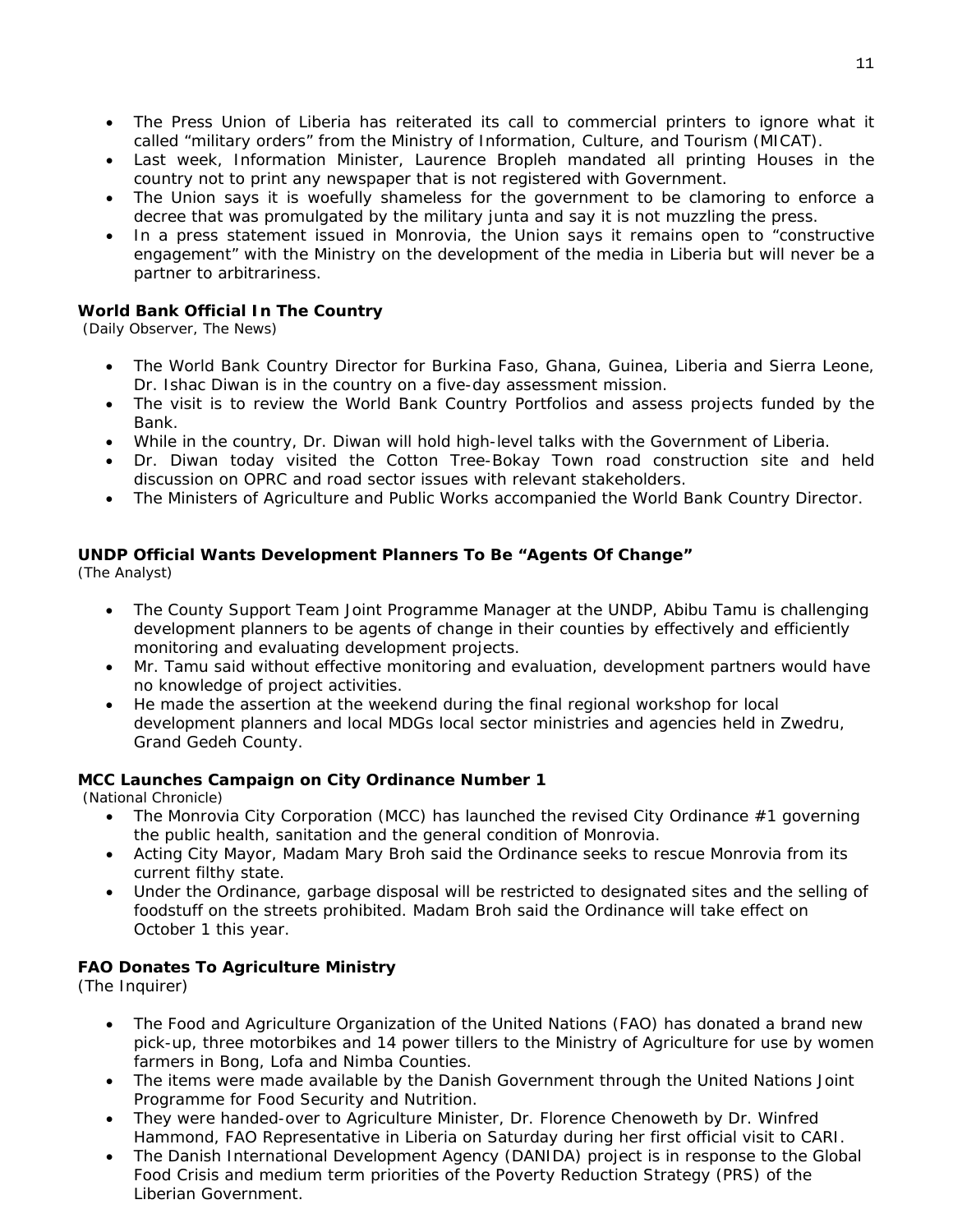- The Press Union of Liberia has reiterated its call to commercial printers to ignore what it called "military orders" from the Ministry of Information, Culture, and Tourism (MICAT).
- Last week, Information Minister, Laurence Bropleh mandated all printing Houses in the country not to print any newspaper that is not registered with Government.
- The Union says it is woefully shameless for the government to be clamoring to enforce a decree that was promulgated by the military junta and say it is not muzzling the press.
- In a press statement issued in Monrovia, the Union says it remains open to "constructive engagement" with the Ministry on the development of the media in Liberia but will never be a partner to arbitrariness.

**World Bank Official In The Country**
(Daily Observer, The News)

- The World Bank Country Director for Burkina Faso, Ghana, Guinea, Liberia and Sierra Leone, Dr. Ishac Diwan is in the country on a five-day assessment mission.
- The visit is to review the World Bank Country Portfolios and assess projects funded by the Bank.
- While in the country, Dr. Diwan will hold high-level talks with the Government of Liberia.
- Dr. Diwan today visited the Cotton Tree-Bokay Town road construction site and held discussion on OPRC and road sector issues with relevant stakeholders.
- The Ministers of Agriculture and Public Works accompanied the World Bank Country Director.

**UNDP Official Wants Development Planners To Be "Agents Of Change"**
(The Analyst)

- The County Support Team Joint Programme Manager at the UNDP, Abibu Tamu is challenging development planners to be agents of change in their counties by effectively and efficiently monitoring and evaluating development projects.
- Mr. Tamu said without effective monitoring and evaluation, development partners would have no knowledge of project activities.
- He made the assertion at the weekend during the final regional workshop for local development planners and local MDGs local sector ministries and agencies held in Zwedru, Grand Gedeh County.

**MCC Launches Campaign on City Ordinance Number 1**
(National Chronicle)

- The Monrovia City Corporation (MCC) has launched the revised City Ordinance #1 governing the public health, sanitation and the general condition of Monrovia.
- Acting City Mayor, Madam Mary Broh said the Ordinance seeks to rescue Monrovia from its current filthy state.
- Under the Ordinance, garbage disposal will be restricted to designated sites and the selling of foodstuff on the streets prohibited. Madam Broh said the Ordinance will take effect on October 1 this year.

**FAO Donates To Agriculture Ministry**
(The Inquirer)

- The Food and Agriculture Organization of the United Nations (FAO) has donated a brand new pick-up, three motorbikes and 14 power tillers to the Ministry of Agriculture for use by women farmers in Bong, Lofa and Nimba Counties.
- The items were made available by the Danish Government through the United Nations Joint Programme for Food Security and Nutrition.
- They were handed-over to Agriculture Minister, Dr. Florence Chenoweth by Dr. Winfred Hammond, FAO Representative in Liberia on Saturday during her first official visit to CARI.
- The Danish International Development Agency (DANIDA) project is in response to the Global Food Crisis and medium term priorities of the Poverty Reduction Strategy (PRS) of the Liberian Government.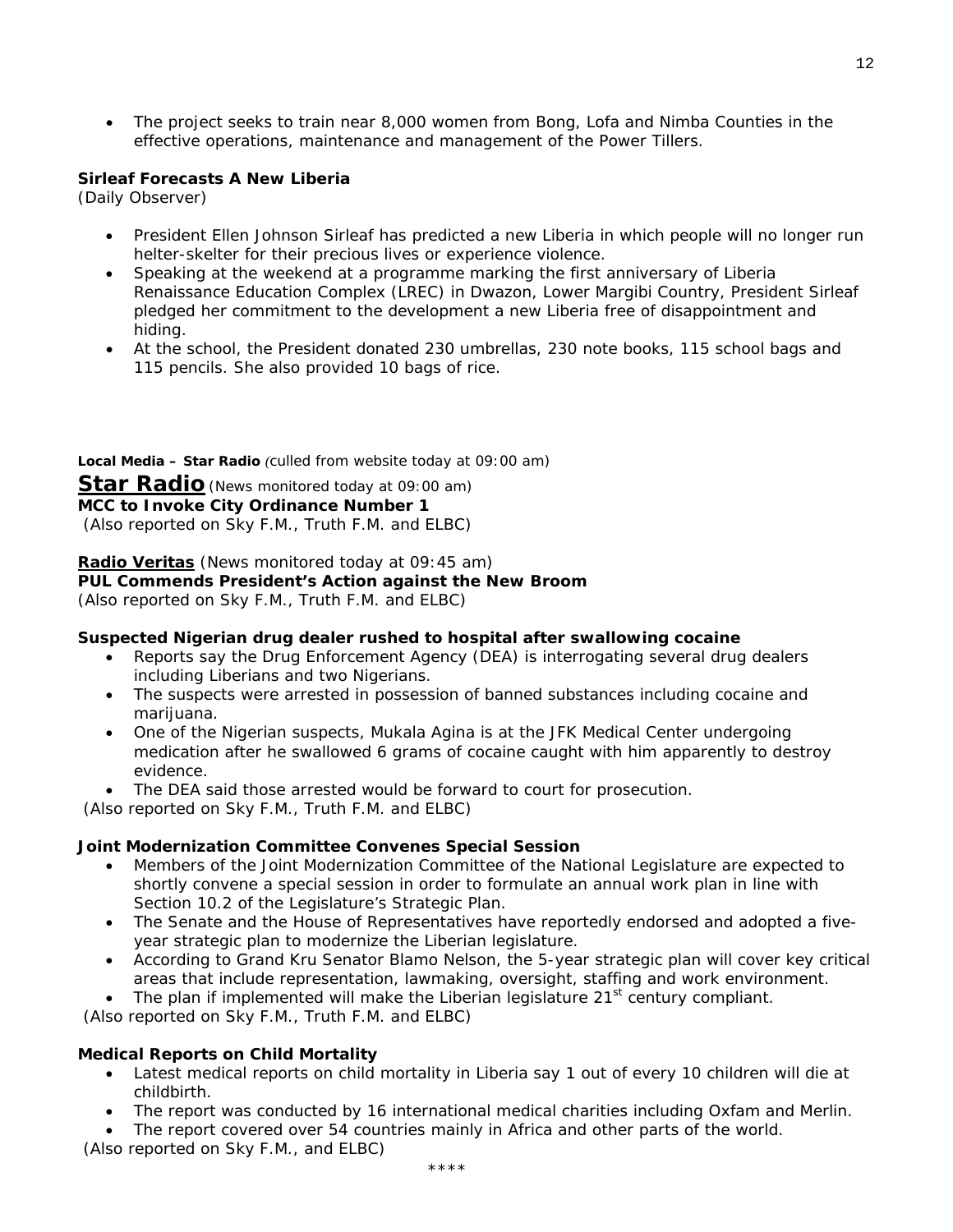- The project seeks to train near 8,000 women from Bong, Lofa and Nimba Counties in the effective operations, maintenance and management of the Power Tillers.

**Sirleaf Forecasts A New Liberia**
(Daily Observer)

- President Ellen Johnson Sirleaf has predicted a new Liberia in which people will no longer run helter-skelter for their precious lives or experience violence.
- Speaking at the weekend at a programme marking the first anniversary of Liberia Renaissance Education Complex (LREC) in Dwazon, Lower Margibi Country, President Sirleaf pledged her commitment to the development a new Liberia free of disappointment and hiding.
- At the school, the President donated 230 umbrellas, 230 note books, 115 school bags and 115 pencils. She also provided 10 bags of rice.

**Local Media – Star Radio** *(culled from website today at 09:00 am)*

## Star Radio (News monitored today at 09:00 am)

**MCC to Invoke City Ordinance Number 1**
(Also reported on Sky F.M., Truth F.M. and ELBC)

**Radio Veritas** (News monitored today at 09:45 am)
**PUL Commends President's Action against the New Broom**
(Also reported on Sky F.M., Truth F.M. and ELBC)

**Suspected Nigerian drug dealer rushed to hospital after swallowing cocaine**

- Reports say the Drug Enforcement Agency (DEA) is interrogating several drug dealers including Liberians and two Nigerians.
- The suspects were arrested in possession of banned substances including cocaine and marijuana.
- One of the Nigerian suspects, Mukala Agina is at the JFK Medical Center undergoing medication after he swallowed 6 grams of cocaine caught with him apparently to destroy evidence.
- The DEA said those arrested would be forward to court for prosecution.

(Also reported on Sky F.M., Truth F.M. and ELBC)

**Joint Modernization Committee Convenes Special Session**

- Members of the Joint Modernization Committee of the National Legislature are expected to shortly convene a special session in order to formulate an annual work plan in line with Section 10.2 of the Legislature's Strategic Plan.
- The Senate and the House of Representatives have reportedly endorsed and adopted a five-year strategic plan to modernize the Liberian legislature.
- According to Grand Kru Senator Blamo Nelson, the 5-year strategic plan will cover key critical areas that include representation, lawmaking, oversight, staffing and work environment.
- The plan if implemented will make the Liberian legislature 21st century compliant.

(Also reported on Sky F.M., Truth F.M. and ELBC)

**Medical Reports on Child Mortality**

- Latest medical reports on child mortality in Liberia say 1 out of every 10 children will die at childbirth.
- The report was conducted by 16 international medical charities including Oxfam and Merlin.
- The report covered over 54 countries mainly in Africa and other parts of the world.

(Also reported on Sky F.M., and ELBC)

\*\*\*\*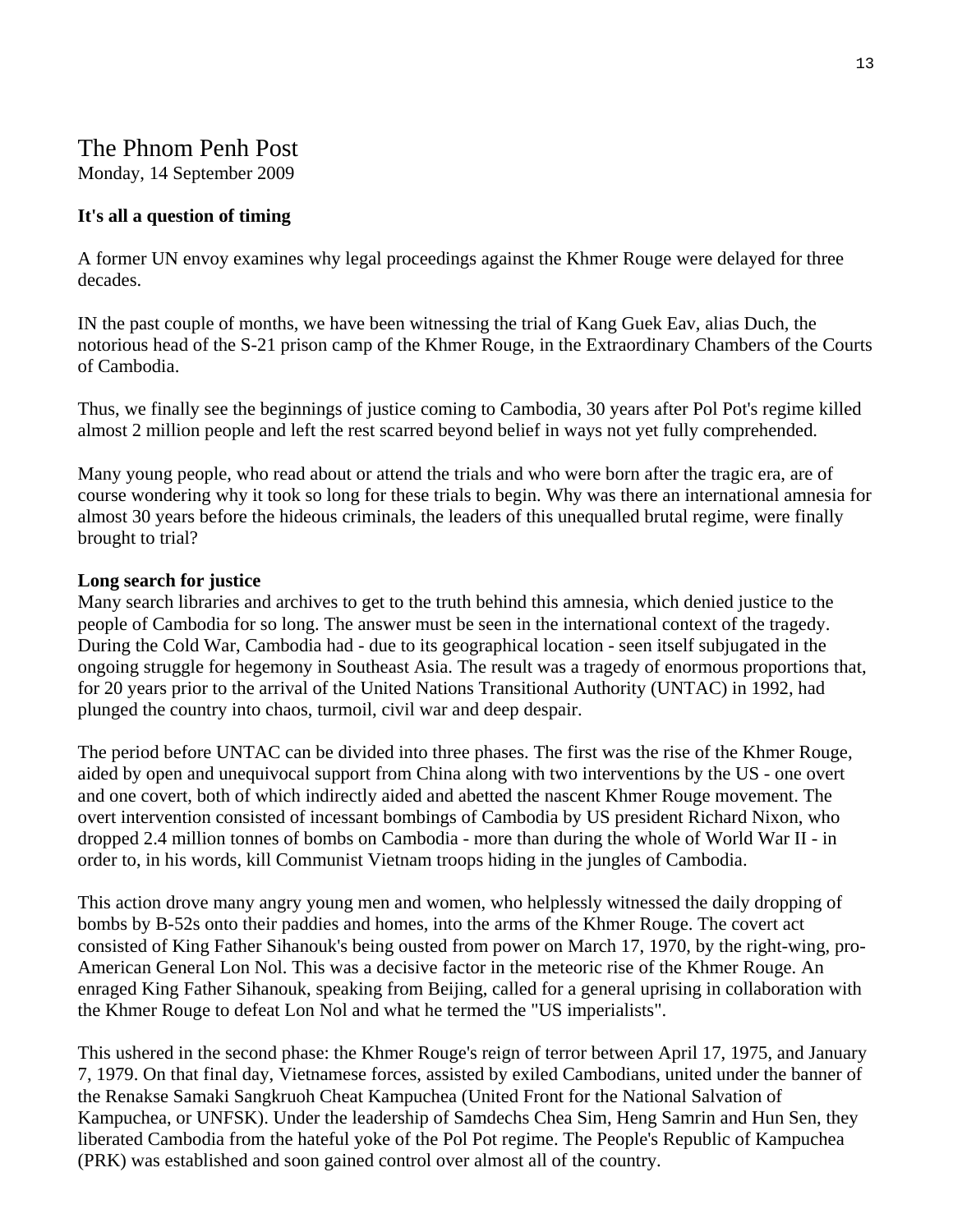# The Phnom Penh Post

Monday, 14 September 2009

**It's all a question of timing**

A former UN envoy examines why legal proceedings against the Khmer Rouge were delayed for three decades.

IN the past couple of months, we have been witnessing the trial of Kang Guek Eav, alias Duch, the notorious head of the S-21 prison camp of the Khmer Rouge, in the Extraordinary Chambers of the Courts of Cambodia.

Thus, we finally see the beginnings of justice coming to Cambodia, 30 years after Pol Pot's regime killed almost 2 million people and left the rest scarred beyond belief in ways not yet fully comprehended.

Many young people, who read about or attend the trials and who were born after the tragic era, are of course wondering why it took so long for these trials to begin. Why was there an international amnesia for almost 30 years before the hideous criminals, the leaders of this unequalled brutal regime, were finally brought to trial?

**Long search for justice**

Many search libraries and archives to get to the truth behind this amnesia, which denied justice to the people of Cambodia for so long. The answer must be seen in the international context of the tragedy. During the Cold War, Cambodia had - due to its geographical location - seen itself subjugated in the ongoing struggle for hegemony in Southeast Asia. The result was a tragedy of enormous proportions that, for 20 years prior to the arrival of the United Nations Transitional Authority (UNTAC) in 1992, had plunged the country into chaos, turmoil, civil war and deep despair.

The period before UNTAC can be divided into three phases. The first was the rise of the Khmer Rouge, aided by open and unequivocal support from China along with two interventions by the US - one overt and one covert, both of which indirectly aided and abetted the nascent Khmer Rouge movement. The overt intervention consisted of incessant bombings of Cambodia by US president Richard Nixon, who dropped 2.4 million tonnes of bombs on Cambodia - more than during the whole of World War II - in order to, in his words, kill Communist Vietnam troops hiding in the jungles of Cambodia.

This action drove many angry young men and women, who helplessly witnessed the daily dropping of bombs by B-52s onto their paddies and homes, into the arms of the Khmer Rouge. The covert act consisted of King Father Sihanouk's being ousted from power on March 17, 1970, by the right-wing, pro-American General Lon Nol. This was a decisive factor in the meteoric rise of the Khmer Rouge. An enraged King Father Sihanouk, speaking from Beijing, called for a general uprising in collaboration with the Khmer Rouge to defeat Lon Nol and what he termed the "US imperialists".

This ushered in the second phase: the Khmer Rouge's reign of terror between April 17, 1975, and January 7, 1979. On that final day, Vietnamese forces, assisted by exiled Cambodians, united under the banner of the Renakse Samaki Sangkruoh Cheat Kampuchea (United Front for the National Salvation of Kampuchea, or UNFSK). Under the leadership of Samdechs Chea Sim, Heng Samrin and Hun Sen, they liberated Cambodia from the hateful yoke of the Pol Pot regime. The People's Republic of Kampuchea (PRK) was established and soon gained control over almost all of the country.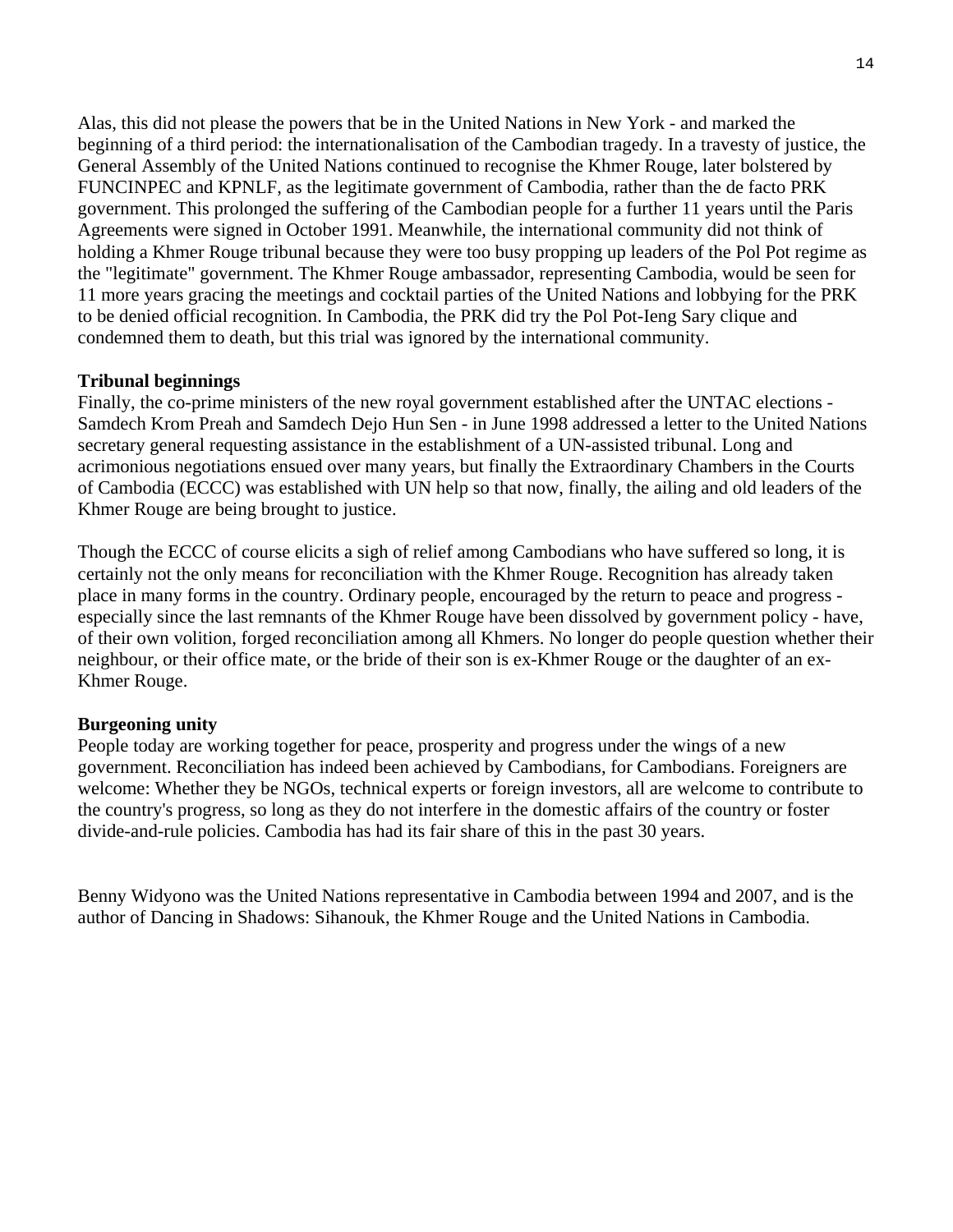Alas, this did not please the powers that be in the United Nations in New York - and marked the beginning of a third period: the internationalisation of the Cambodian tragedy. In a travesty of justice, the General Assembly of the United Nations continued to recognise the Khmer Rouge, later bolstered by FUNCINPEC and KPNLF, as the legitimate government of Cambodia, rather than the de facto PRK government. This prolonged the suffering of the Cambodian people for a further 11 years until the Paris Agreements were signed in October 1991. Meanwhile, the international community did not think of holding a Khmer Rouge tribunal because they were too busy propping up leaders of the Pol Pot regime as the "legitimate" government. The Khmer Rouge ambassador, representing Cambodia, would be seen for 11 more years gracing the meetings and cocktail parties of the United Nations and lobbying for the PRK to be denied official recognition. In Cambodia, the PRK did try the Pol Pot-Ieng Sary clique and condemned them to death, but this trial was ignored by the international community.

**Tribunal beginnings**

Finally, the co-prime ministers of the new royal government established after the UNTAC elections - Samdech Krom Preah and Samdech Dejo Hun Sen - in June 1998 addressed a letter to the United Nations secretary general requesting assistance in the establishment of a UN-assisted tribunal. Long and acrimonious negotiations ensued over many years, but finally the Extraordinary Chambers in the Courts of Cambodia (ECCC) was established with UN help so that now, finally, the ailing and old leaders of the Khmer Rouge are being brought to justice.

Though the ECCC of course elicits a sigh of relief among Cambodians who have suffered so long, it is certainly not the only means for reconciliation with the Khmer Rouge. Recognition has already taken place in many forms in the country. Ordinary people, encouraged by the return to peace and progress - especially since the last remnants of the Khmer Rouge have been dissolved by government policy - have, of their own volition, forged reconciliation among all Khmers. No longer do people question whether their neighbour, or their office mate, or the bride of their son is ex-Khmer Rouge or the daughter of an ex-Khmer Rouge.

**Burgeoning unity**

People today are working together for peace, prosperity and progress under the wings of a new government. Reconciliation has indeed been achieved by Cambodians, for Cambodians. Foreigners are welcome: Whether they be NGOs, technical experts or foreign investors, all are welcome to contribute to the country's progress, so long as they do not interfere in the domestic affairs of the country or foster divide-and-rule policies. Cambodia has had its fair share of this in the past 30 years.

Benny Widyono was the United Nations representative in Cambodia between 1994 and 2007, and is the author of Dancing in Shadows: Sihanouk, the Khmer Rouge and the United Nations in Cambodia.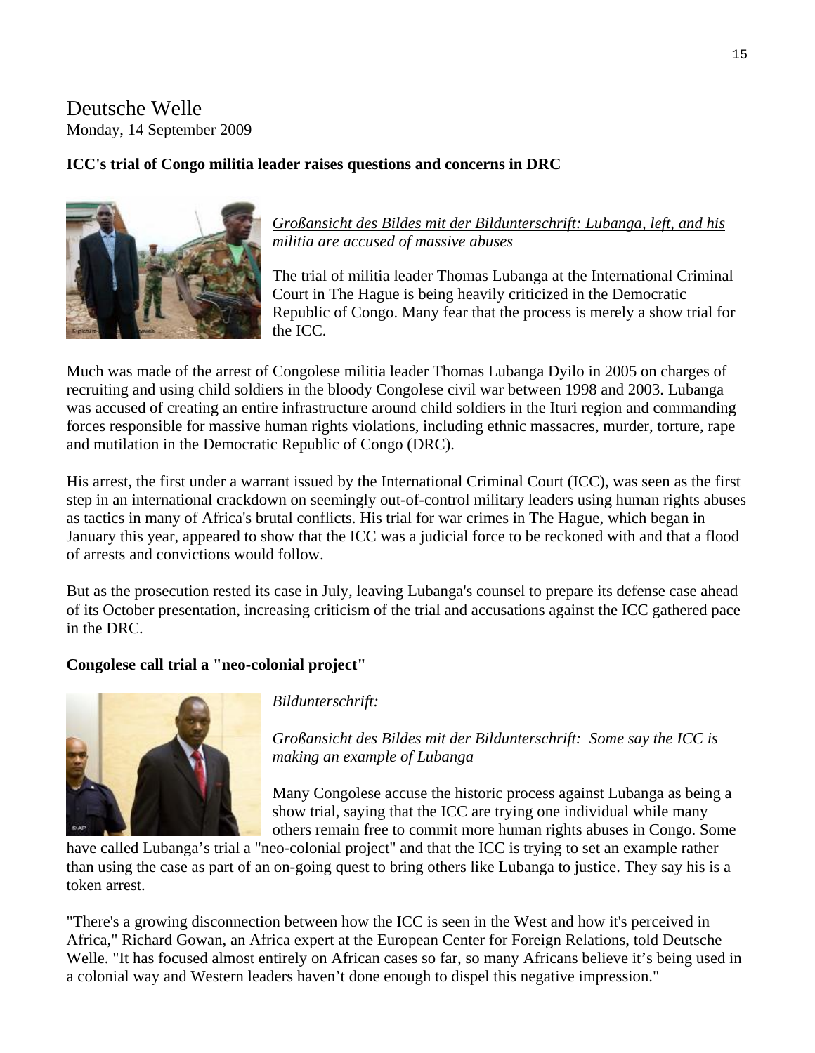# Deutsche Welle

Monday, 14 September 2009

**ICC's trial of Congo militia leader raises questions and concerns in DRC**

*Großansicht des Bildes mit der Bildunterschrift: Lubanga, left, and his militia are accused of massive abuses*

The trial of militia leader Thomas Lubanga at the International Criminal Court in The Hague is being heavily criticized in the Democratic Republic of Congo. Many fear that the process is merely a show trial for the ICC.

Much was made of the arrest of Congolese militia leader Thomas Lubanga Dyilo in 2005 on charges of recruiting and using child soldiers in the bloody Congolese civil war between 1998 and 2003. Lubanga was accused of creating an entire infrastructure around child soldiers in the Ituri region and commanding forces responsible for massive human rights violations, including ethnic massacres, murder, torture, rape and mutilation in the Democratic Republic of Congo (DRC).

His arrest, the first under a warrant issued by the International Criminal Court (ICC), was seen as the first step in an international crackdown on seemingly out-of-control military leaders using human rights abuses as tactics in many of Africa's brutal conflicts. His trial for war crimes in The Hague, which began in January this year, appeared to show that the ICC was a judicial force to be reckoned with and that a flood of arrests and convictions would follow.

But as the prosecution rested its case in July, leaving Lubanga's counsel to prepare its defense case ahead of its October presentation, increasing criticism of the trial and accusations against the ICC gathered pace in the DRC.

**Congolese call trial a "neo-colonial project"**

*Bildunterschrift:*

*Großansicht des Bildes mit der Bildunterschrift: Some say the ICC is making an example of Lubanga*

Many Congolese accuse the historic process against Lubanga as being a show trial, saying that the ICC are trying one individual while many others remain free to commit more human rights abuses in Congo. Some have called Lubanga's trial a "neo-colonial project" and that the ICC is trying to set an example rather than using the case as part of an on-going quest to bring others like Lubanga to justice. They say his is a token arrest.

"There's a growing disconnection between how the ICC is seen in the West and how it's perceived in Africa," Richard Gowan, an Africa expert at the European Center for Foreign Relations, told Deutsche Welle. "It has focused almost entirely on African cases so far, so many Africans believe it's being used in a colonial way and Western leaders haven't done enough to dispel this negative impression."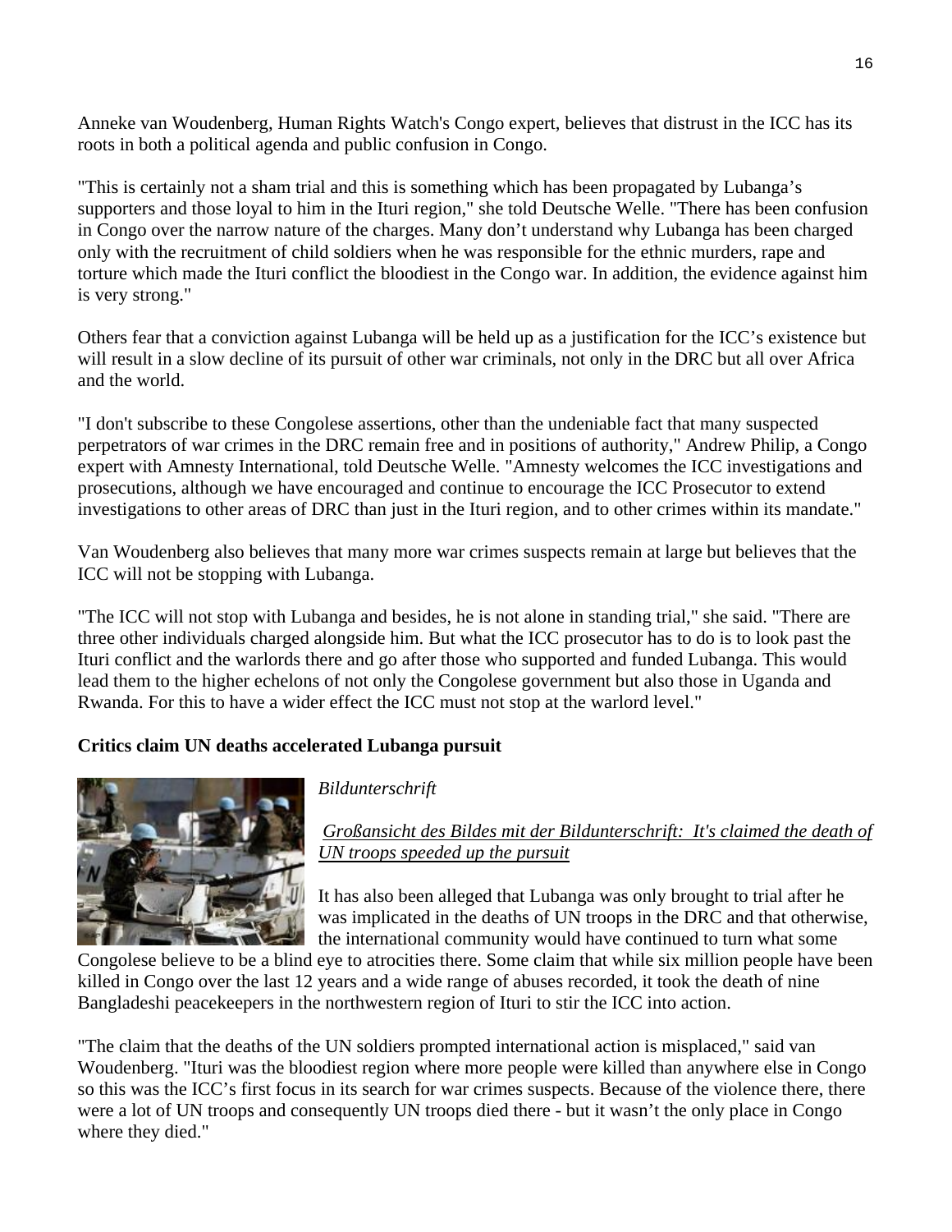Anneke van Woudenberg, Human Rights Watch's Congo expert, believes that distrust in the ICC has its roots in both a political agenda and public confusion in Congo.

"This is certainly not a sham trial and this is something which has been propagated by Lubanga's supporters and those loyal to him in the Ituri region," she told Deutsche Welle. "There has been confusion in Congo over the narrow nature of the charges. Many don't understand why Lubanga has been charged only with the recruitment of child soldiers when he was responsible for the ethnic murders, rape and torture which made the Ituri conflict the bloodiest in the Congo war. In addition, the evidence against him is very strong."

Others fear that a conviction against Lubanga will be held up as a justification for the ICC's existence but will result in a slow decline of its pursuit of other war criminals, not only in the DRC but all over Africa and the world.

"I don't subscribe to these Congolese assertions, other than the undeniable fact that many suspected perpetrators of war crimes in the DRC remain free and in positions of authority," Andrew Philip, a Congo expert with Amnesty International, told Deutsche Welle. "Amnesty welcomes the ICC investigations and prosecutions, although we have encouraged and continue to encourage the ICC Prosecutor to extend investigations to other areas of DRC than just in the Ituri region, and to other crimes within its mandate."

Van Woudenberg also believes that many more war crimes suspects remain at large but believes that the ICC will not be stopping with Lubanga.

"The ICC will not stop with Lubanga and besides, he is not alone in standing trial," she said. "There are three other individuals charged alongside him. But what the ICC prosecutor has to do is to look past the Ituri conflict and the warlords there and go after those who supported and funded Lubanga. This would lead them to the higher echelons of not only the Congolese government but also those in Uganda and Rwanda. For this to have a wider effect the ICC must not stop at the warlord level."

**Critics claim UN deaths accelerated Lubanga pursuit**

*Bildunterschrift*

*Großansicht des Bildes mit der Bildunterschrift: It's claimed the death of UN troops speeded up the pursuit*

It has also been alleged that Lubanga was only brought to trial after he was implicated in the deaths of UN troops in the DRC and that otherwise, the international community would have continued to turn what some Congolese believe to be a blind eye to atrocities there. Some claim that while six million people have been killed in Congo over the last 12 years and a wide range of abuses recorded, it took the death of nine Bangladeshi peacekeepers in the northwestern region of Ituri to stir the ICC into action.

"The claim that the deaths of the UN soldiers prompted international action is misplaced," said van Woudenberg. "Ituri was the bloodiest region where more people were killed than anywhere else in Congo so this was the ICC's first focus in its search for war crimes suspects. Because of the violence there, there were a lot of UN troops and consequently UN troops died there - but it wasn't the only place in Congo where they died."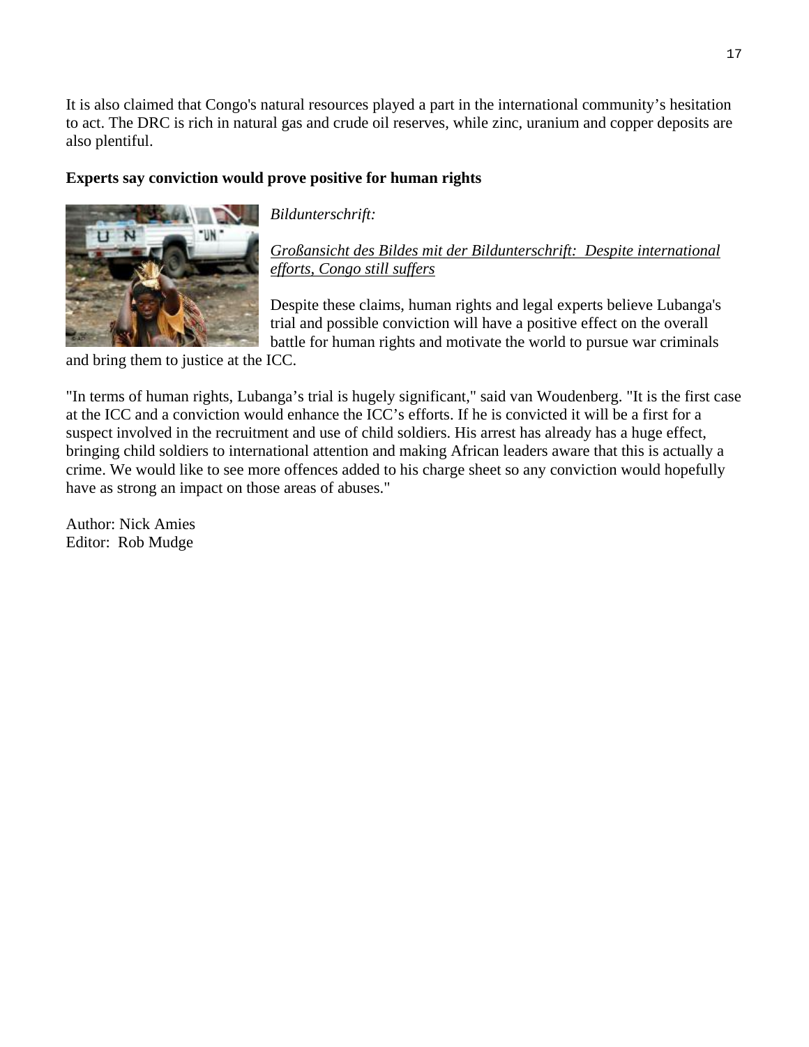It is also claimed that Congo's natural resources played a part in the international community's hesitation to act. The DRC is rich in natural gas and crude oil reserves, while zinc, uranium and copper deposits are also plentiful.

**Experts say conviction would prove positive for human rights**

*Bildunterschrift:*

*Großansicht des Bildes mit der Bildunterschrift: Despite international efforts, Congo still suffers*

Despite these claims, human rights and legal experts believe Lubanga's trial and possible conviction will have a positive effect on the overall battle for human rights and motivate the world to pursue war criminals and bring them to justice at the ICC.

"In terms of human rights, Lubanga's trial is hugely significant," said van Woudenberg. "It is the first case at the ICC and a conviction would enhance the ICC's efforts. If he is convicted it will be a first for a suspect involved in the recruitment and use of child soldiers. His arrest has already has a huge effect, bringing child soldiers to international attention and making African leaders aware that this is actually a crime. We would like to see more offences added to his charge sheet so any conviction would hopefully have as strong an impact on those areas of abuses."

Author: Nick Amies
Editor: Rob Mudge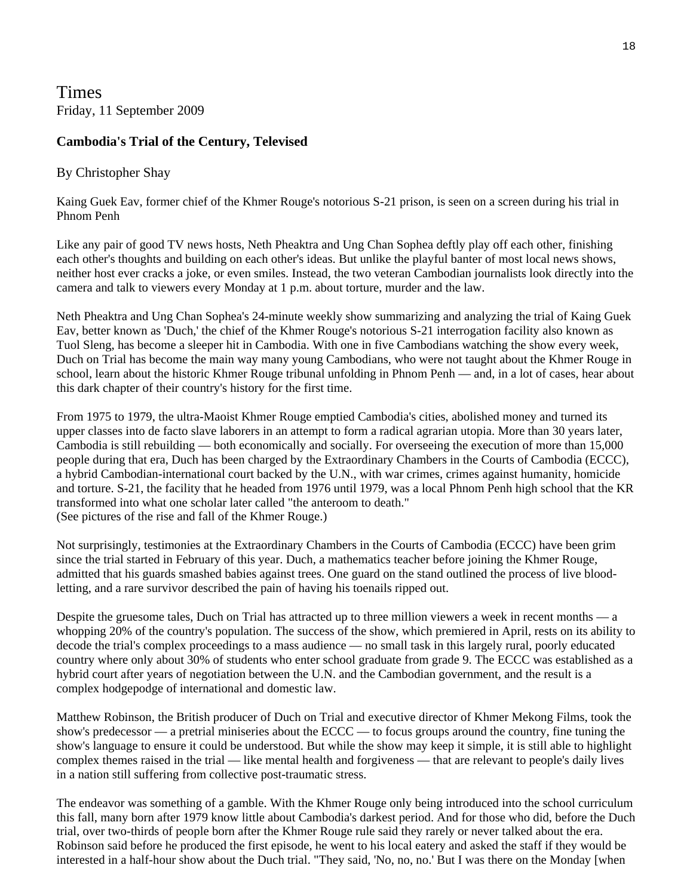Times
Friday, 11 September 2009

**Cambodia's Trial of the Century, Televised**

By Christopher Shay

Kaing Guek Eav, former chief of the Khmer Rouge's notorious S-21 prison, is seen on a screen during his trial in Phnom Penh

Like any pair of good TV news hosts, Neth Pheaktra and Ung Chan Sophea deftly play off each other, finishing each other's thoughts and building on each other's ideas. But unlike the playful banter of most local news shows, neither host ever cracks a joke, or even smiles. Instead, the two veteran Cambodian journalists look directly into the camera and talk to viewers every Monday at 1 p.m. about torture, murder and the law.

Neth Pheaktra and Ung Chan Sophea's 24-minute weekly show summarizing and analyzing the trial of Kaing Guek Eav, better known as 'Duch,' the chief of the Khmer Rouge's notorious S-21 interrogation facility also known as Tuol Sleng, has become a sleeper hit in Cambodia. With one in five Cambodians watching the show every week, Duch on Trial has become the main way many young Cambodians, who were not taught about the Khmer Rouge in school, learn about the historic Khmer Rouge tribunal unfolding in Phnom Penh — and, in a lot of cases, hear about this dark chapter of their country's history for the first time.

From 1975 to 1979, the ultra-Maoist Khmer Rouge emptied Cambodia's cities, abolished money and turned its upper classes into de facto slave laborers in an attempt to form a radical agrarian utopia. More than 30 years later, Cambodia is still rebuilding — both economically and socially. For overseeing the execution of more than 15,000 people during that era, Duch has been charged by the Extraordinary Chambers in the Courts of Cambodia (ECCC), a hybrid Cambodian-international court backed by the U.N., with war crimes, crimes against humanity, homicide and torture. S-21, the facility that he headed from 1976 until 1979, was a local Phnom Penh high school that the KR transformed into what one scholar later called "the anteroom to death."
(See pictures of the rise and fall of the Khmer Rouge.)

Not surprisingly, testimonies at the Extraordinary Chambers in the Courts of Cambodia (ECCC) have been grim since the trial started in February of this year. Duch, a mathematics teacher before joining the Khmer Rouge, admitted that his guards smashed babies against trees. One guard on the stand outlined the process of live blood-letting, and a rare survivor described the pain of having his toenails ripped out.

Despite the gruesome tales, Duch on Trial has attracted up to three million viewers a week in recent months — a whopping 20% of the country's population. The success of the show, which premiered in April, rests on its ability to decode the trial's complex proceedings to a mass audience — no small task in this largely rural, poorly educated country where only about 30% of students who enter school graduate from grade 9. The ECCC was established as a hybrid court after years of negotiation between the U.N. and the Cambodian government, and the result is a complex hodgepodge of international and domestic law.

Matthew Robinson, the British producer of Duch on Trial and executive director of Khmer Mekong Films, took the show's predecessor — a pretrial miniseries about the ECCC — to focus groups around the country, fine tuning the show's language to ensure it could be understood. But while the show may keep it simple, it is still able to highlight complex themes raised in the trial — like mental health and forgiveness — that are relevant to people's daily lives in a nation still suffering from collective post-traumatic stress.

The endeavor was something of a gamble. With the Khmer Rouge only being introduced into the school curriculum this fall, many born after 1979 know little about Cambodia's darkest period. And for those who did, before the Duch trial, over two-thirds of people born after the Khmer Rouge rule said they rarely or never talked about the era. Robinson said before he produced the first episode, he went to his local eatery and asked the staff if they would be interested in a half-hour show about the Duch trial. "They said, 'No, no, no.' But I was there on the Monday [when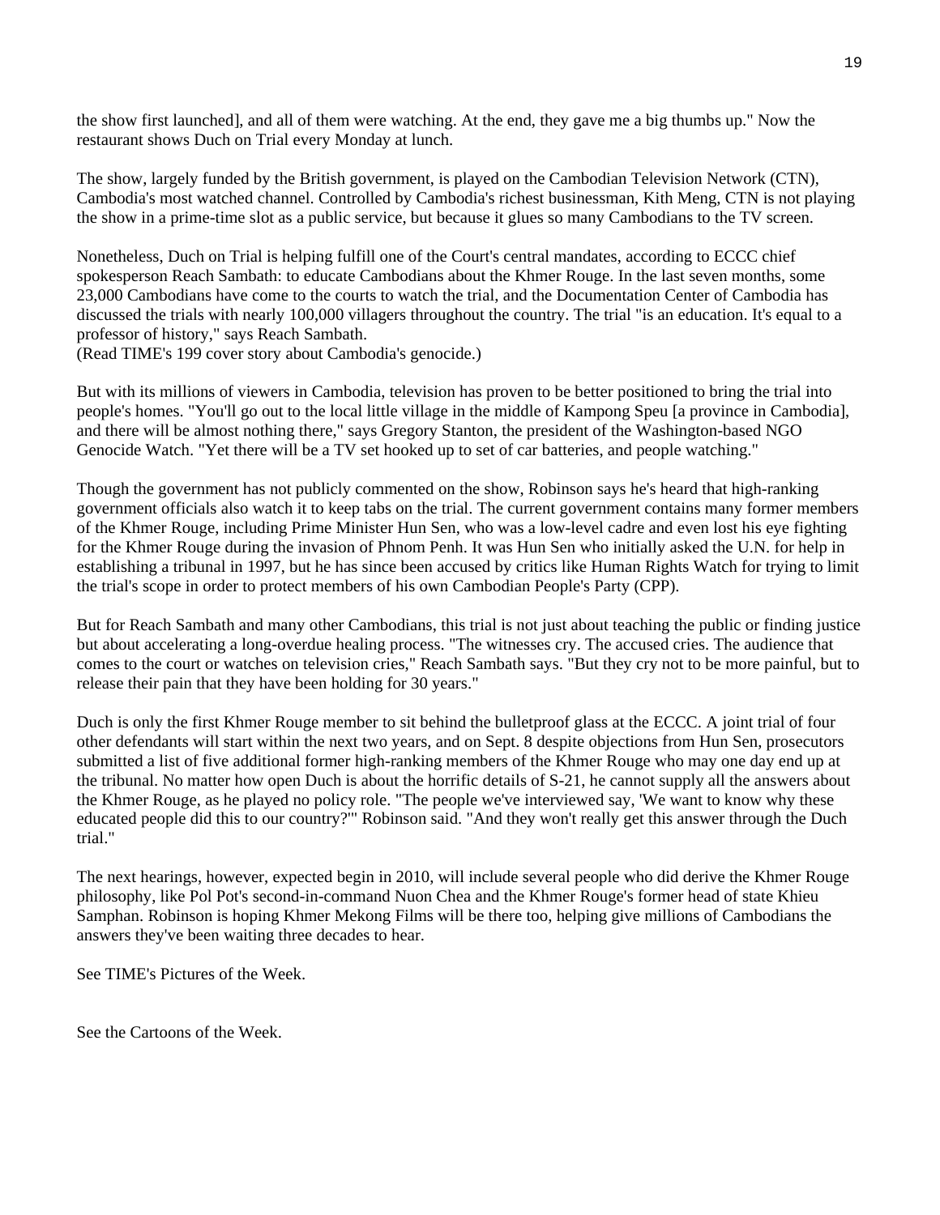the show first launched], and all of them were watching. At the end, they gave me a big thumbs up." Now the restaurant shows Duch on Trial every Monday at lunch.

The show, largely funded by the British government, is played on the Cambodian Television Network (CTN), Cambodia's most watched channel. Controlled by Cambodia's richest businessman, Kith Meng, CTN is not playing the show in a prime-time slot as a public service, but because it glues so many Cambodians to the TV screen.

Nonetheless, Duch on Trial is helping fulfill one of the Court's central mandates, according to ECCC chief spokesperson Reach Sambath: to educate Cambodians about the Khmer Rouge. In the last seven months, some 23,000 Cambodians have come to the courts to watch the trial, and the Documentation Center of Cambodia has discussed the trials with nearly 100,000 villagers throughout the country. The trial "is an education. It's equal to a professor of history," says Reach Sambath.
(Read TIME's 199 cover story about Cambodia's genocide.)

But with its millions of viewers in Cambodia, television has proven to be better positioned to bring the trial into people's homes. "You'll go out to the local little village in the middle of Kampong Speu [a province in Cambodia], and there will be almost nothing there," says Gregory Stanton, the president of the Washington-based NGO Genocide Watch. "Yet there will be a TV set hooked up to set of car batteries, and people watching."

Though the government has not publicly commented on the show, Robinson says he's heard that high-ranking government officials also watch it to keep tabs on the trial. The current government contains many former members of the Khmer Rouge, including Prime Minister Hun Sen, who was a low-level cadre and even lost his eye fighting for the Khmer Rouge during the invasion of Phnom Penh. It was Hun Sen who initially asked the U.N. for help in establishing a tribunal in 1997, but he has since been accused by critics like Human Rights Watch for trying to limit the trial's scope in order to protect members of his own Cambodian People's Party (CPP).

But for Reach Sambath and many other Cambodians, this trial is not just about teaching the public or finding justice but about accelerating a long-overdue healing process. "The witnesses cry. The accused cries. The audience that comes to the court or watches on television cries," Reach Sambath says. "But they cry not to be more painful, but to release their pain that they have been holding for 30 years."

Duch is only the first Khmer Rouge member to sit behind the bulletproof glass at the ECCC. A joint trial of four other defendants will start within the next two years, and on Sept. 8 despite objections from Hun Sen, prosecutors submitted a list of five additional former high-ranking members of the Khmer Rouge who may one day end up at the tribunal. No matter how open Duch is about the horrific details of S-21, he cannot supply all the answers about the Khmer Rouge, as he played no policy role. "The people we've interviewed say, 'We want to know why these educated people did this to our country?'" Robinson said. "And they won't really get this answer through the Duch trial."

The next hearings, however, expected begin in 2010, will include several people who did derive the Khmer Rouge philosophy, like Pol Pot's second-in-command Nuon Chea and the Khmer Rouge's former head of state Khieu Samphan. Robinson is hoping Khmer Mekong Films will be there too, helping give millions of Cambodians the answers they've been waiting three decades to hear.

See TIME's Pictures of the Week.

See the Cartoons of the Week.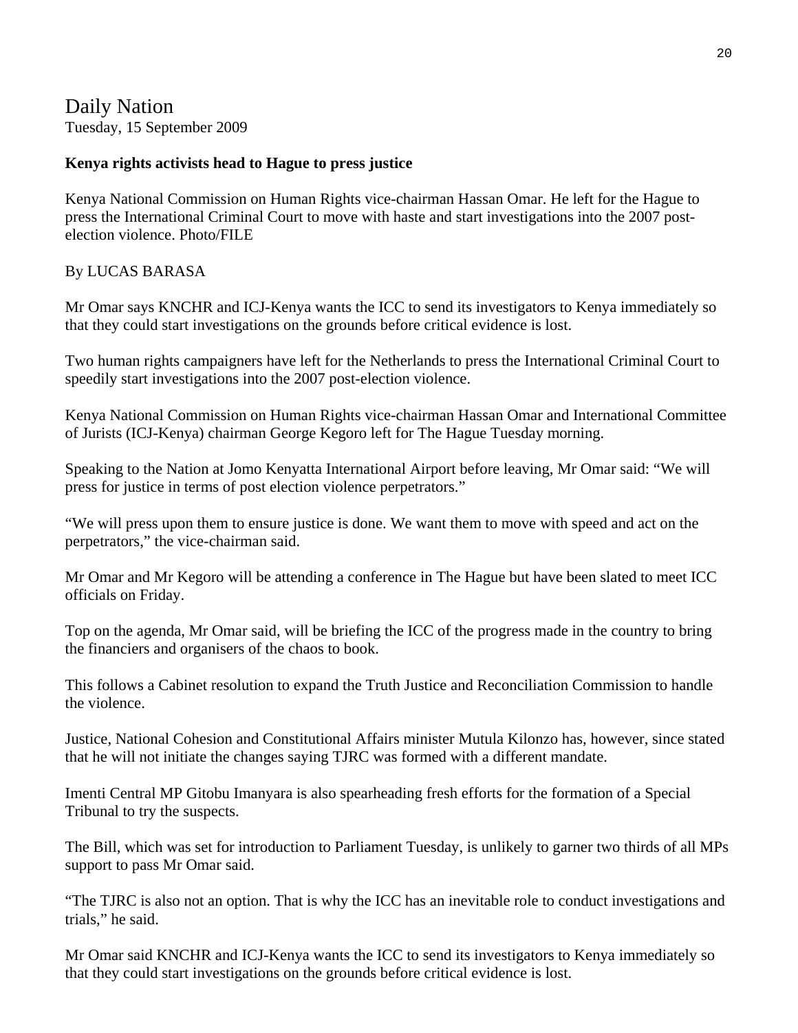# Daily Nation

Tuesday, 15 September 2009

**Kenya rights activists head to Hague to press justice**

Kenya National Commission on Human Rights vice-chairman Hassan Omar. He left for the Hague to press the International Criminal Court to move with haste and start investigations into the 2007 post-election violence. Photo/FILE

By LUCAS BARASA

Mr Omar says KNCHR and ICJ-Kenya wants the ICC to send its investigators to Kenya immediately so that they could start investigations on the grounds before critical evidence is lost.

Two human rights campaigners have left for the Netherlands to press the International Criminal Court to speedily start investigations into the 2007 post-election violence.

Kenya National Commission on Human Rights vice-chairman Hassan Omar and International Committee of Jurists (ICJ-Kenya) chairman George Kegoro left for The Hague Tuesday morning.

Speaking to the Nation at Jomo Kenyatta International Airport before leaving, Mr Omar said: "We will press for justice in terms of post election violence perpetrators."

"We will press upon them to ensure justice is done. We want them to move with speed and act on the perpetrators," the vice-chairman said.

Mr Omar and Mr Kegoro will be attending a conference in The Hague but have been slated to meet ICC officials on Friday.

Top on the agenda, Mr Omar said, will be briefing the ICC of the progress made in the country to bring the financiers and organisers of the chaos to book.

This follows a Cabinet resolution to expand the Truth Justice and Reconciliation Commission to handle the violence.

Justice, National Cohesion and Constitutional Affairs minister Mutula Kilonzo has, however, since stated that he will not initiate the changes saying TJRC was formed with a different mandate.

Imenti Central MP Gitobu Imanyara is also spearheading fresh efforts for the formation of a Special Tribunal to try the suspects.

The Bill, which was set for introduction to Parliament Tuesday, is unlikely to garner two thirds of all MPs support to pass Mr Omar said.

"The TJRC is also not an option. That is why the ICC has an inevitable role to conduct investigations and trials," he said.

Mr Omar said KNCHR and ICJ-Kenya wants the ICC to send its investigators to Kenya immediately so that they could start investigations on the grounds before critical evidence is lost.